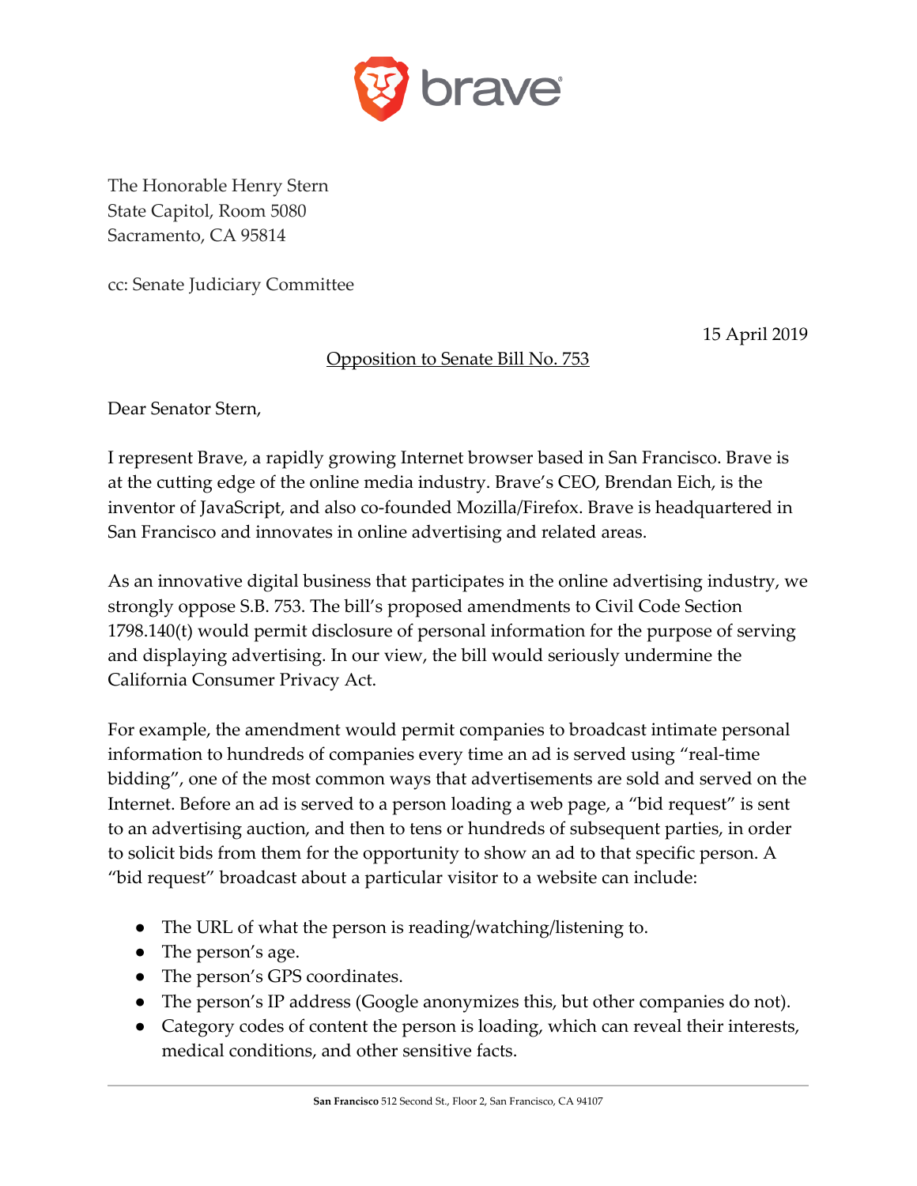brave

The Honorable Henry Stern
State Capitol, Room 5080
Sacramento, CA 95814

cc: Senate Judiciary Committee

15 April 2019

Opposition to Senate Bill No. 753

Dear Senator Stern,

I represent Brave, a rapidly growing Internet browser based in San Francisco. Brave is at the cutting edge of the online media industry. Brave's CEO, Brendan Eich, is the inventor of JavaScript, and also co-founded Mozilla/Firefox. Brave is headquartered in San Francisco and innovates in online advertising and related areas.

As an innovative digital business that participates in the online advertising industry, we strongly oppose S.B. 753. The bill's proposed amendments to Civil Code Section 1798.140(t) would permit disclosure of personal information for the purpose of serving and displaying advertising. In our view, the bill would seriously undermine the California Consumer Privacy Act.

For example, the amendment would permit companies to broadcast intimate personal information to hundreds of companies every time an ad is served using "real-time bidding", one of the most common ways that advertisements are sold and served on the Internet. Before an ad is served to a person loading a web page, a "bid request" is sent to an advertising auction, and then to tens or hundreds of subsequent parties, in order to solicit bids from them for the opportunity to show an ad to that specific person. A "bid request" broadcast about a particular visitor to a website can include:

- The URL of what the person is reading/watching/listening to.
- The person's age.
- The person's GPS coordinates.
- The person's IP address (Google anonymizes this, but other companies do not).
- Category codes of content the person is loading, which can reveal their interests, medical conditions, and other sensitive facts.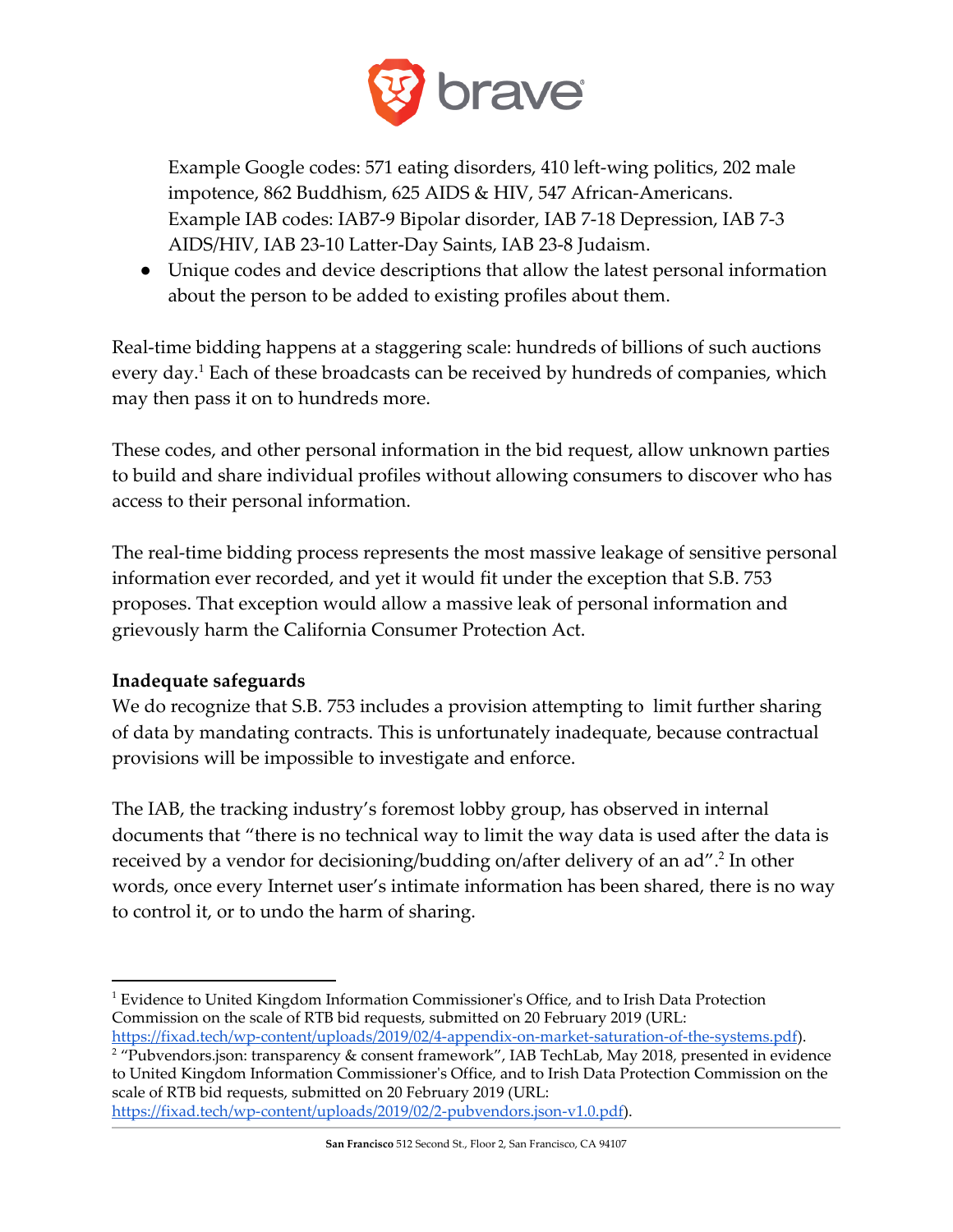Example Google codes: 571 eating disorders, 410 left-wing politics, 202 male impotence, 862 Buddhism, 625 AIDS & HIV, 547 African-Americans. Example IAB codes: IAB7-9 Bipolar disorder, IAB 7-18 Depression, IAB 7-3 AIDS/HIV, IAB 23-10 Latter-Day Saints, IAB 23-8 Judaism.

- Unique codes and device descriptions that allow the latest personal information about the person to be added to existing profiles about them.

Real-time bidding happens at a staggering scale: hundreds of billions of such auctions every day.[1] Each of these broadcasts can be received by hundreds of companies, which may then pass it on to hundreds more.

These codes, and other personal information in the bid request, allow unknown parties to build and share individual profiles without allowing consumers to discover who has access to their personal information.

The real-time bidding process represents the most massive leakage of sensitive personal information ever recorded, and yet it would fit under the exception that S.B. 753 proposes. That exception would allow a massive leak of personal information and grievously harm the California Consumer Protection Act.

**Inadequate safeguards**

We do recognize that S.B. 753 includes a provision attempting to limit further sharing of data by mandating contracts. This is unfortunately inadequate, because contractual provisions will be impossible to investigate and enforce.

The IAB, the tracking industry's foremost lobby group, has observed in internal documents that "there is no technical way to limit the way data is used after the data is received by a vendor for decisioning/budding on/after delivery of an ad".[2] In other words, once every Internet user's intimate information has been shared, there is no way to control it, or to undo the harm of sharing.

---

[1] Evidence to United Kingdom Information Commissioner's Office, and to Irish Data Protection Commission on the scale of RTB bid requests, submitted on 20 February 2019 (URL: https://fixad.tech/wp-content/uploads/2019/02/4-appendix-on-market-saturation-of-the-systems.pdf).

[2] "Pubvendors.json: transparency & consent framework", IAB TechLab, May 2018, presented in evidence to United Kingdom Information Commissioner's Office, and to Irish Data Protection Commission on the scale of RTB bid requests, submitted on 20 February 2019 (URL: https://fixad.tech/wp-content/uploads/2019/02/2-pubvendors.json-v1.0.pdf).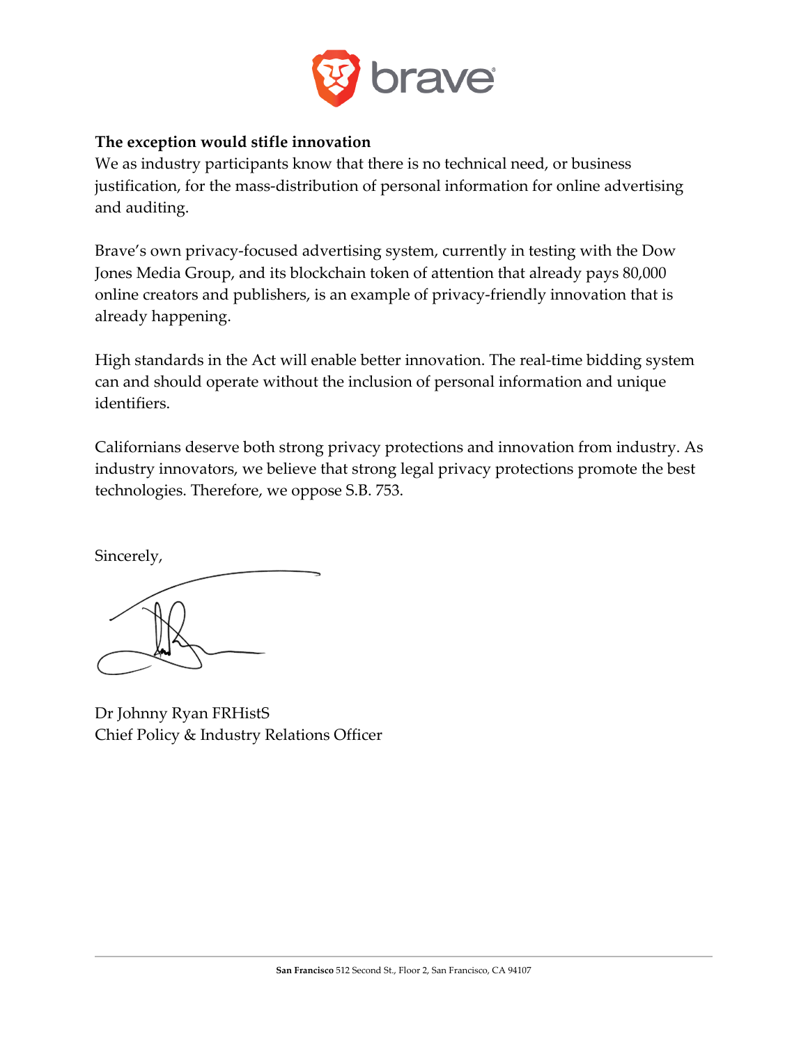**The exception would stifle innovation**

We as industry participants know that there is no technical need, or business justification, for the mass-distribution of personal information for online advertising and auditing.

Brave's own privacy-focused advertising system, currently in testing with the Dow Jones Media Group, and its blockchain token of attention that already pays 80,000 online creators and publishers, is an example of privacy-friendly innovation that is already happening.

High standards in the Act will enable better innovation. The real-time bidding system can and should operate without the inclusion of personal information and unique identifiers.

Californians deserve both strong privacy protections and innovation from industry. As industry innovators, we believe that strong legal privacy protections promote the best technologies. Therefore, we oppose S.B. 753.

Sincerely,

Dr Johnny Ryan FRHistS
Chief Policy & Industry Relations Officer